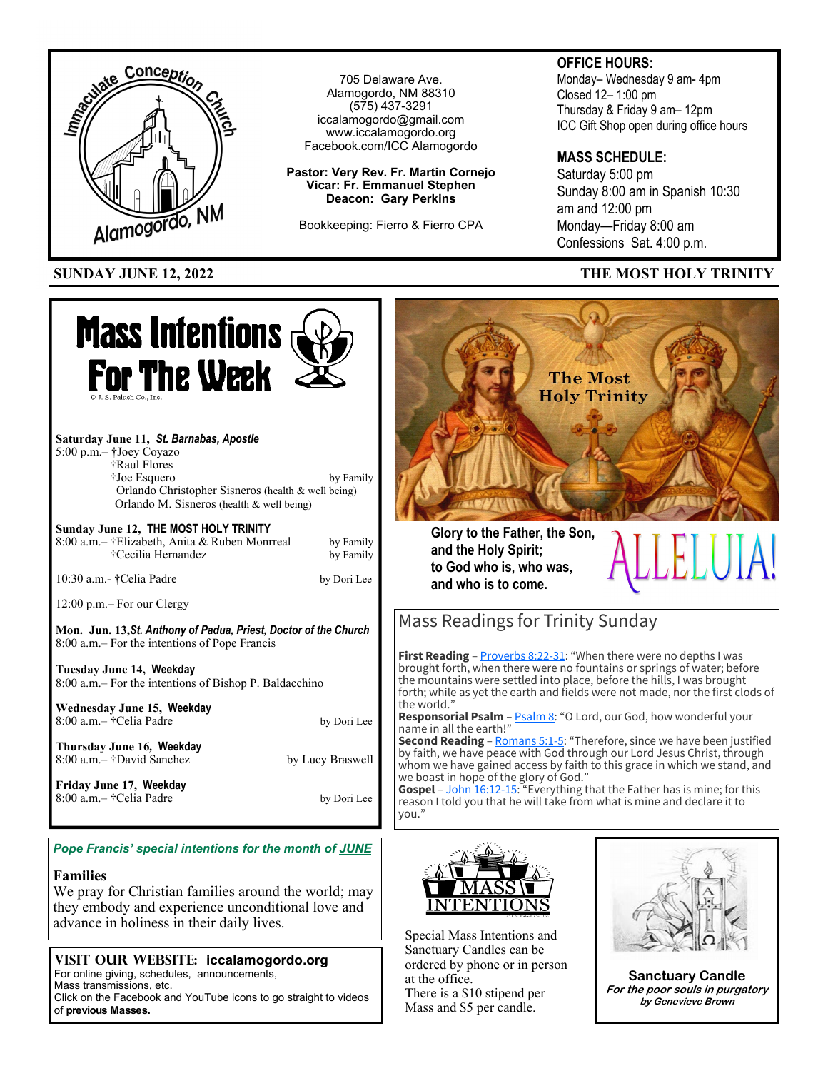Immaculate Conception Church, Alamogordo, NM

705 Delaware Ave.
Alamogordo, NM 88310
(575) 437-3291
iccalamogordo@gmail.com
www.iccalamogordo.org
Facebook.com/ICC Alamogordo

**Pastor: Very Rev. Fr. Martin Cornejo**
**Vicar: Fr. Emmanuel Stephen**
**Deacon: Gary Perkins**

Bookkeeping: Fierro & Fierro CPA

**OFFICE HOURS:**
Monday– Wednesday 9 am- 4pm
Closed 12– 1:00 pm
Thursday & Friday 9 am– 12pm
ICC Gift Shop open during office hours

**MASS SCHEDULE:**
Saturday 5:00 pm
Sunday 8:00 am in Spanish 10:30 am and 12:00 pm
Monday—Friday 8:00 am
Confessions Sat. 4:00 p.m.

**SUNDAY JUNE 12, 2022** — **THE MOST HOLY TRINITY**

# Mass Intentions For The Week

© J. S. Paluch Co., Inc.

**Saturday June 11, *St. Barnabas, Apostle***
5:00 p.m.– †Joey Coyazo
†Raul Flores
†Joe Esquero by Family
Orlando Christopher Sisneros (health & well being)
Orlando M. Sisneros (health & well being)

**Sunday June 12, THE MOST HOLY TRINITY**
8:00 a.m.– †Elizabeth, Anita & Ruben Monrreal by Family
†Cecilia Hernandez by Family

10:30 a.m.- †Celia Padre by Dori Lee

12:00 p.m.– For our Clergy

**Mon. Jun. 13, *St. Anthony of Padua, Priest, Doctor of the Church***
8:00 a.m.– For the intentions of Pope Francis

**Tuesday June 14, Weekday**
8:00 a.m.– For the intentions of Bishop P. Baldacchino

**Wednesday June 15, Weekday**
8:00 a.m.– †Celia Padre by Dori Lee

**Thursday June 16, Weekday**
8:00 a.m.– †David Sanchez by Lucy Braswell

**Friday June 17, Weekday**
8:00 a.m.– †Celia Padre by Dori Lee

The Most Holy Trinity

**Glory to the Father, the Son, and the Holy Spirit; to God who is, who was, and who is to come.**

ALLELUIA!

## Mass Readings for Trinity Sunday

**First Reading** – Proverbs 8:22-31: "When there were no depths I was brought forth, when there were no fountains or springs of water; before the mountains were settled into place, before the hills, I was brought forth; while as yet the earth and fields were not made, nor the first clods of the world."
**Responsorial Psalm** – Psalm 8: "O Lord, our God, how wonderful your name in all the earth!"
**Second Reading** – Romans 5:1-5: "Therefore, since we have been justified by faith, we have peace with God through our Lord Jesus Christ, through whom we have gained access by faith to this grace in which we stand, and we boast in hope of the glory of God."
**Gospel** – John 16:12-15: "Everything that the Father has is mine; for this reason I told you that he will take from what is mine and declare it to you."

***Pope Francis' special intentions for the month of JUNE***

**Families**
We pray for Christian families around the world; may they embody and experience unconditional love and advance in holiness in their daily lives.

**VISIT OUR WEBSITE: iccalamogordo.org**
For online giving, schedules, announcements, Mass transmissions, etc.
Click on the Facebook and YouTube icons to go straight to videos of **previous Masses.**

MASS INTENTIONS

Special Mass Intentions and Sanctuary Candles can be ordered by phone or in person at the office.
There is a $10 stipend per Mass and $5 per candle.

**Sanctuary Candle**
***For the poor souls in purgatory***
***by Genevieve Brown***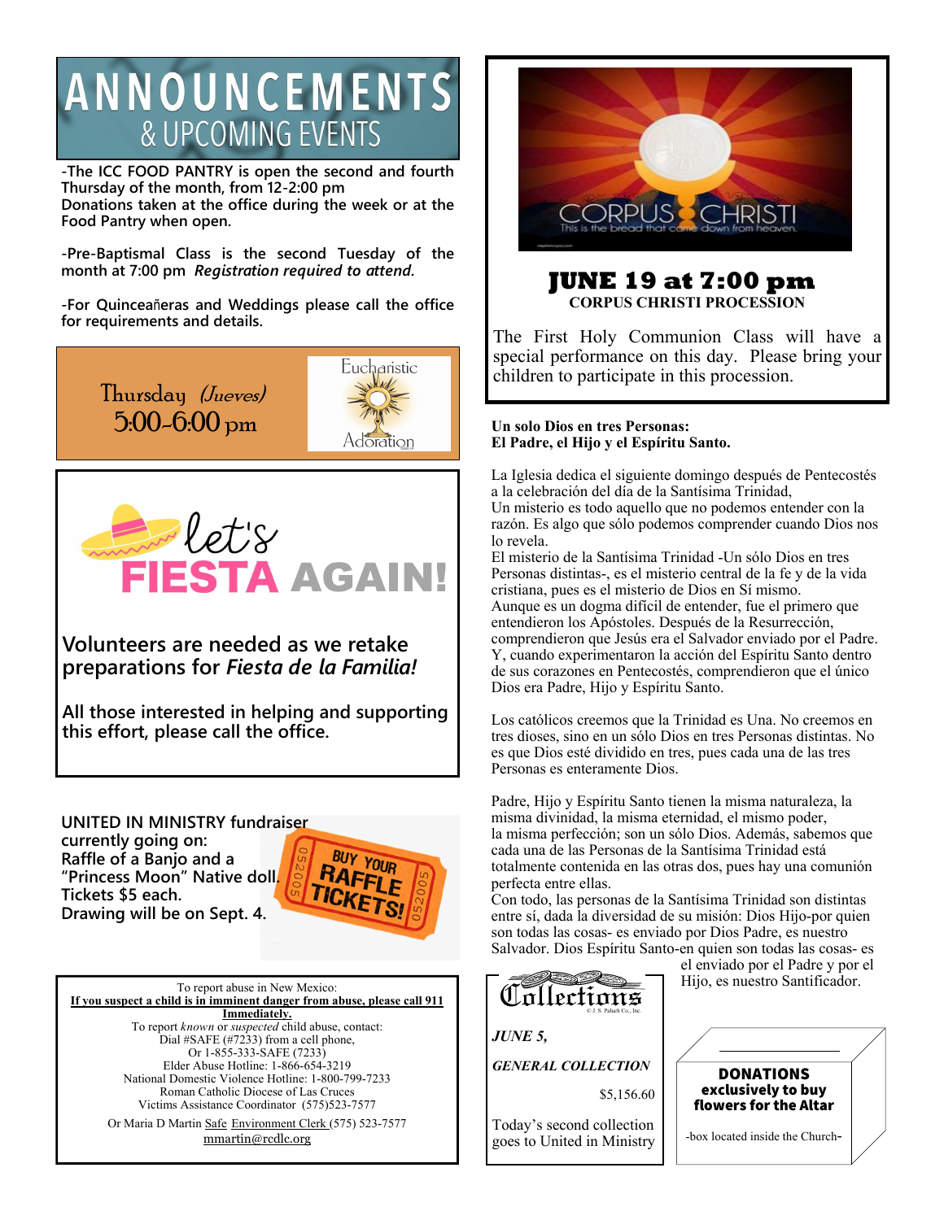# ANNOUNCEMENTS
## & UPCOMING EVENTS

**-The ICC FOOD PANTRY is open the second and fourth Thursday of the month, from 12-2:00 pm**
**Donations taken at the office during the week or at the Food Pantry when open.**

**-Pre-Baptismal Class is the second Tuesday of the month at 7:00 pm *Registration required to attend.***

**-For Quinceañeras and Weddings please call the office for requirements and details.**

Thursday *(Jueves)*
5:00-6:00 pm

Eucharistic Adoration

let's **FIESTA AGAIN!**

**Volunteers are needed as we retake preparations for *Fiesta de la Familia!***

**All those interested in helping and supporting this effort, please call the office.**

**UNITED IN MINISTRY fundraiser currently going on:**
**Raffle of a Banjo and a "Princess Moon" Native doll.**
**Tickets $5 each.**
**Drawing will be on Sept. 4.**

BUY YOUR RAFFLE TICKETS!

To report abuse in New Mexico:
**If you suspect a child is in imminent danger from abuse, please call 911 Immediately.**
To report *known* or *suspected* child abuse, contact:
Dial #SAFE (#7233) from a cell phone,
Or 1-855-333-SAFE (7233)
Elder Abuse Hotline: 1-866-654-3219
National Domestic Violence Hotline: 1-800-799-7233
Roman Catholic Diocese of Las Cruces
Victims Assistance Coordinator (575)523-7577
Or Maria D Martin Safe Environment Clerk (575) 523-7577
mmartin@rcdlc.org

CORPUS CHRISTI
This is the bread that came down from heaven.

## JUNE 19 at 7:00 pm
**CORPUS CHRISTI PROCESSION**

The First Holy Communion Class will have a special performance on this day. Please bring your children to participate in this procession.

**Un solo Dios en tres Personas:**
**El Padre, el Hijo y el Espíritu Santo.**

La Iglesia dedica el siguiente domingo después de Pentecostés a la celebración del día de la Santísima Trinidad,
Un misterio es todo aquello que no podemos entender con la razón. Es algo que sólo podemos comprender cuando Dios nos lo revela.
El misterio de la Santísima Trinidad -Un sólo Dios en tres Personas distintas-, es el misterio central de la fe y de la vida cristiana, pues es el misterio de Dios en Sí mismo.
Aunque es un dogma difícil de entender, fue el primero que entendieron los Apóstoles. Después de la Resurrección, comprendieron que Jesús era el Salvador enviado por el Padre. Y, cuando experimentaron la acción del Espíritu Santo dentro de sus corazones en Pentecostés, comprendieron que el único Dios era Padre, Hijo y Espíritu Santo.

Los católicos creemos que la Trinidad es Una. No creemos en tres dioses, sino en un sólo Dios en tres Personas distintas. No es que Dios esté dividido en tres, pues cada una de las tres Personas es enteramente Dios.

Padre, Hijo y Espíritu Santo tienen la misma naturaleza, la misma divinidad, la misma eternidad, el mismo poder, la misma perfección; son un sólo Dios. Además, sabemos que cada una de las Personas de la Santísima Trinidad está totalmente contenida en las otras dos, pues hay una comunión perfecta entre ellas.
Con todo, las personas de la Santísima Trinidad son distintas entre sí, dada la diversidad de su misión: Dios Hijo-por quien son todas las cosas- es enviado por Dios Padre, es nuestro Salvador. Dios Espíritu Santo-en quien son todas las cosas- es el enviado por el Padre y por el Hijo, es nuestro Santificador.

## Collections

*JUNE 5,*

*GENERAL COLLECTION*

$5,156.60

Today's second collection goes to United in Ministry

**DONATIONS exclusively to buy flowers for the Altar**

-box located inside the Church-